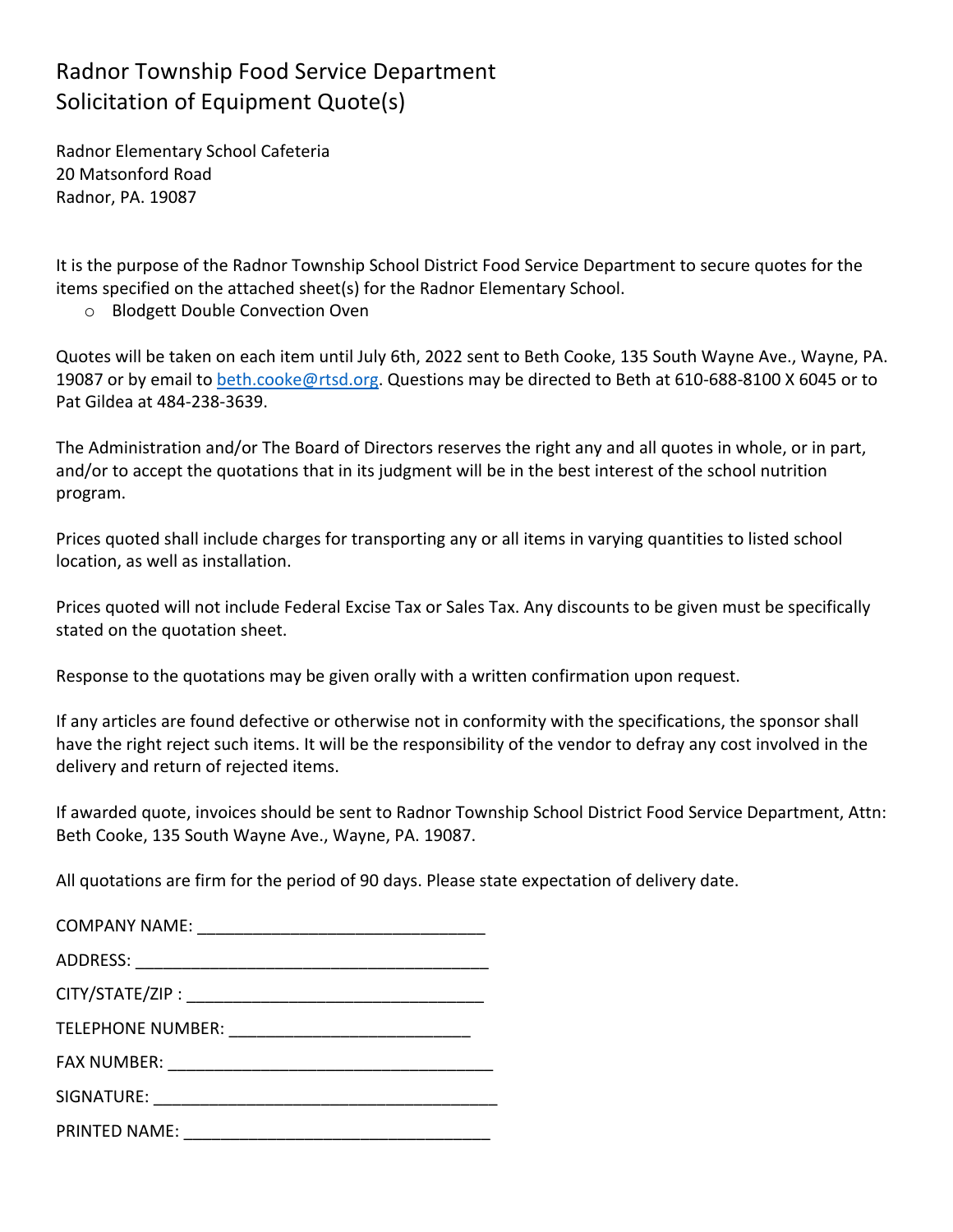# Radnor Township Food Service Department
# Solicitation of Equipment Quote(s)

Radnor Elementary School Cafeteria
20 Matsonford Road
Radnor, PA. 19087

It is the purpose of the Radnor Township School District Food Service Department to secure quotes for the items specified on the attached sheet(s) for the Radnor Elementary School.

- Blodgett Double Convection Oven

Quotes will be taken on each item until July 6th, 2022 sent to Beth Cooke, 135 South Wayne Ave., Wayne, PA. 19087 or by email to beth.cooke@rtsd.org. Questions may be directed to Beth at 610-688-8100 X 6045 or to Pat Gildea at 484-238-3639.

The Administration and/or The Board of Directors reserves the right any and all quotes in whole, or in part, and/or to accept the quotations that in its judgment will be in the best interest of the school nutrition program.

Prices quoted shall include charges for transporting any or all items in varying quantities to listed school location, as well as installation.

Prices quoted will not include Federal Excise Tax or Sales Tax. Any discounts to be given must be specifically stated on the quotation sheet.

Response to the quotations may be given orally with a written confirmation upon request.

If any articles are found defective or otherwise not in conformity with the specifications, the sponsor shall have the right reject such items. It will be the responsibility of the vendor to defray any cost involved in the delivery and return of rejected items.

If awarded quote, invoices should be sent to Radnor Township School District Food Service Department, Attn: Beth Cooke, 135 South Wayne Ave., Wayne, PA. 19087.

All quotations are firm for the period of 90 days. Please state expectation of delivery date.

COMPANY NAME: ______________________________

ADDRESS: ____________________________________

CITY/STATE/ZIP : _______________________________

TELEPHONE NUMBER: __________________________

FAX NUMBER: _________________________________

SIGNATURE: ___________________________________

PRINTED NAME: ________________________________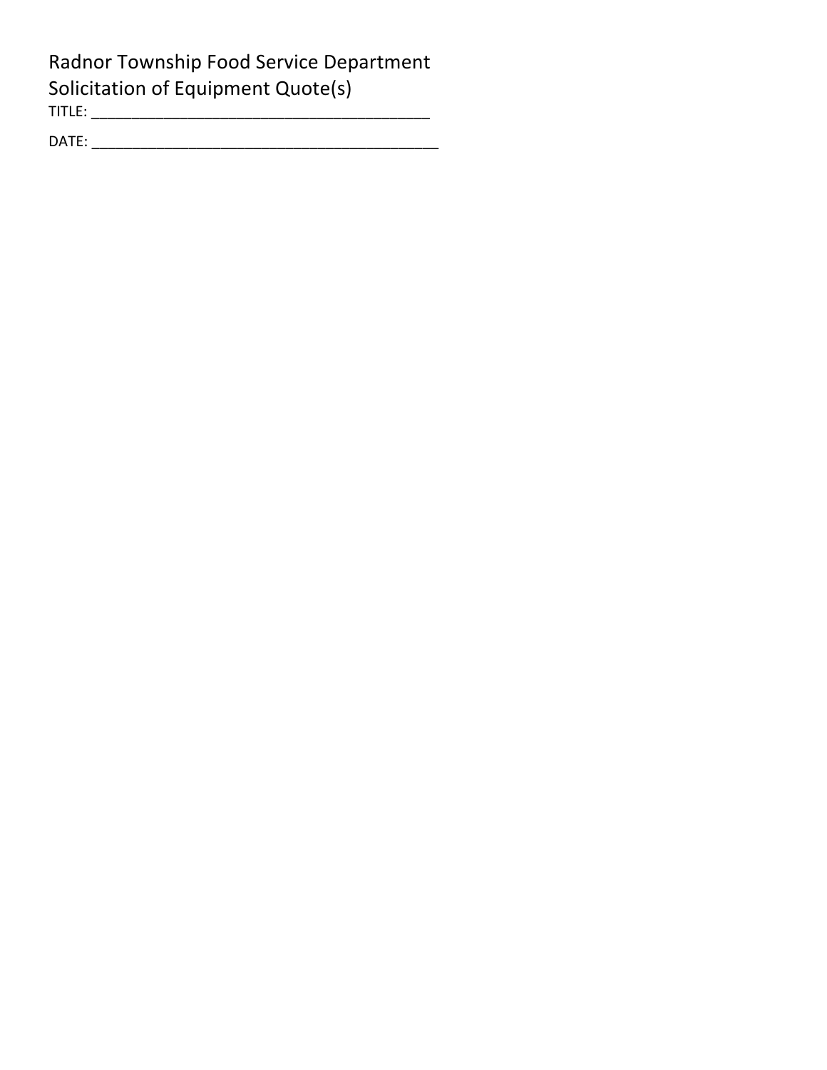# Radnor Township Food Service Department
# Solicitation of Equipment Quote(s)

TITLE: ________________________________________

DATE: __________________________________________